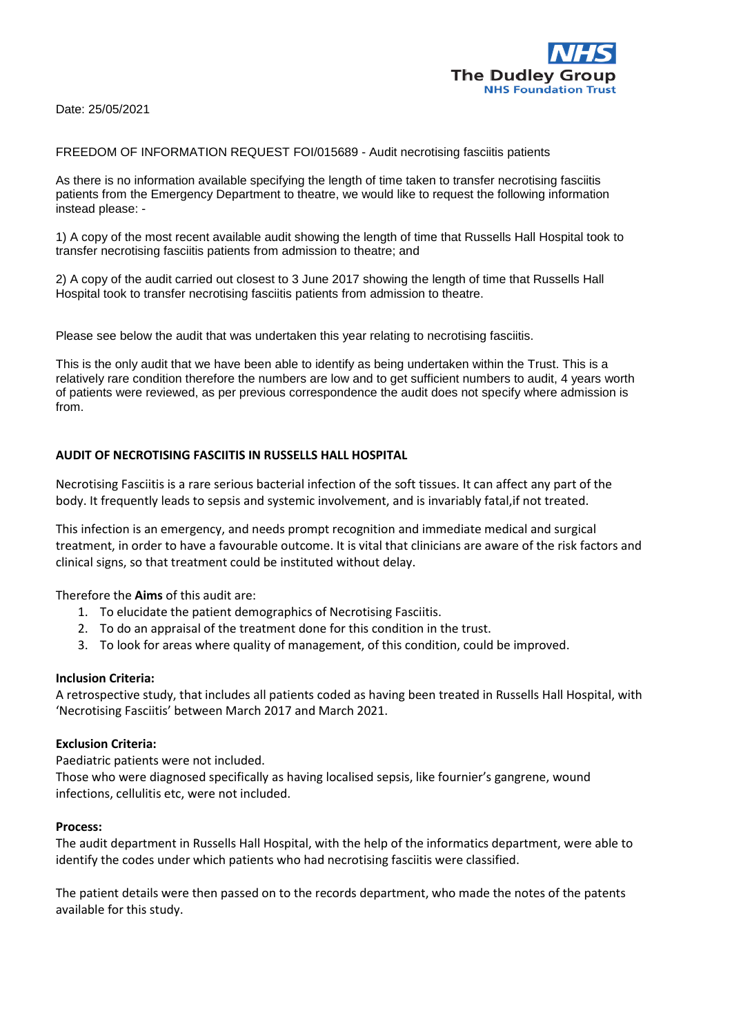NHS
The Dudley Group
NHS Foundation Trust

Date: 25/05/2021

FREEDOM OF INFORMATION REQUEST FOI/015689 - Audit necrotising fasciitis patients

As there is no information available specifying the length of time taken to transfer necrotising fasciitis patients from the Emergency Department to theatre, we would like to request the following information instead please: -

1) A copy of the most recent available audit showing the length of time that Russells Hall Hospital took to transfer necrotising fasciitis patients from admission to theatre; and

2) A copy of the audit carried out closest to 3 June 2017 showing the length of time that Russells Hall Hospital took to transfer necrotising fasciitis patients from admission to theatre.

Please see below the audit that was undertaken this year relating to necrotising fasciitis.

This is the only audit that we have been able to identify as being undertaken within the Trust. This is a relatively rare condition therefore the numbers are low and to get sufficient numbers to audit, 4 years worth of patients were reviewed, as per previous correspondence the audit does not specify where admission is from.

## AUDIT OF NECROTISING FASCIITIS IN RUSSELLS HALL HOSPITAL

Necrotising Fasciitis is a rare serious bacterial infection of the soft tissues. It can affect any part of the body. It frequently leads to sepsis and systemic involvement, and is invariably fatal,if not treated.

This infection is an emergency, and needs prompt recognition and immediate medical and surgical treatment, in order to have a favourable outcome. It is vital that clinicians are aware of the risk factors and clinical signs, so that treatment could be instituted without delay.

Therefore the **Aims** of this audit are:

1. To elucidate the patient demographics of Necrotising Fasciitis.
2. To do an appraisal of the treatment done for this condition in the trust.
3. To look for areas where quality of management, of this condition, could be improved.

**Inclusion Criteria:**
A retrospective study, that includes all patients coded as having been treated in Russells Hall Hospital, with 'Necrotising Fasciitis' between March 2017 and March 2021.

**Exclusion Criteria:**
Paediatric patients were not included.
Those who were diagnosed specifically as having localised sepsis, like fournier's gangrene, wound infections, cellulitis etc, were not included.

**Process:**
The audit department in Russells Hall Hospital, with the help of the informatics department, were able to identify the codes under which patients who had necrotising fasciitis were classified.

The patient details were then passed on to the records department, who made the notes of the patents available for this study.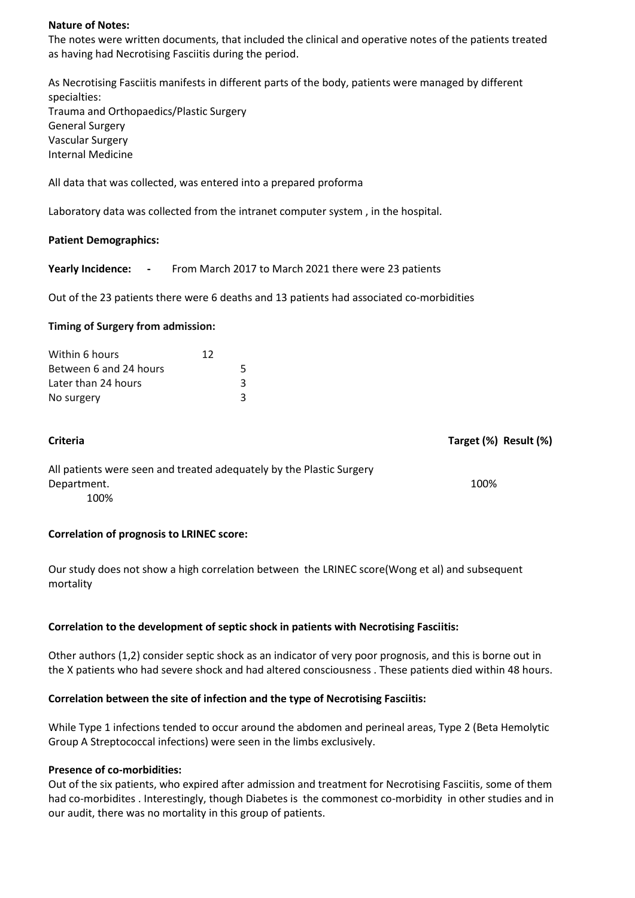**Nature of Notes:**

The notes were written documents, that included the clinical and operative notes of the patients treated as having had Necrotising Fasciitis during the period.

As Necrotising Fasciitis manifests in different parts of the body, patients were managed by different specialties:

Trauma and Orthopaedics/Plastic Surgery
General Surgery
Vascular Surgery
Internal Medicine

All data that was collected, was entered into a prepared proforma

Laboratory data was collected from the intranet computer system , in the hospital.

**Patient Demographics:**

**Yearly Incidence: -** From March 2017 to March 2021 there were 23 patients

Out of the 23 patients there were 6 deaths and 13 patients had associated co-morbidities

**Timing of Surgery from admission:**

| | |
|---|---|
| Within 6 hours | 12 |
| Between 6 and 24 hours | 5 |
| Later than 24 hours | 3 |
| No surgery | 3 |

| Criteria | Target (%) | Result (%) |
|---|---|---|
| All patients were seen and treated adequately by the Plastic Surgery Department. | 100% | 100% |

**Correlation of prognosis to LRINEC score:**

Our study does not show a high correlation between the LRINEC score(Wong et al) and subsequent mortality

**Correlation to the development of septic shock in patients with Necrotising Fasciitis:**

Other authors (1,2) consider septic shock as an indicator of very poor prognosis, and this is borne out in the X patients who had severe shock and had altered consciousness . These patients died within 48 hours.

**Correlation between the site of infection and the type of Necrotising Fasciitis:**

While Type 1 infections tended to occur around the abdomen and perineal areas, Type 2 (Beta Hemolytic Group A Streptococcal infections) were seen in the limbs exclusively.

**Presence of co-morbidities:**

Out of the six patients, who expired after admission and treatment for Necrotising Fasciitis, some of them had co-morbidites . Interestingly, though Diabetes is the commonest co-morbidity in other studies and in our audit, there was no mortality in this group of patients.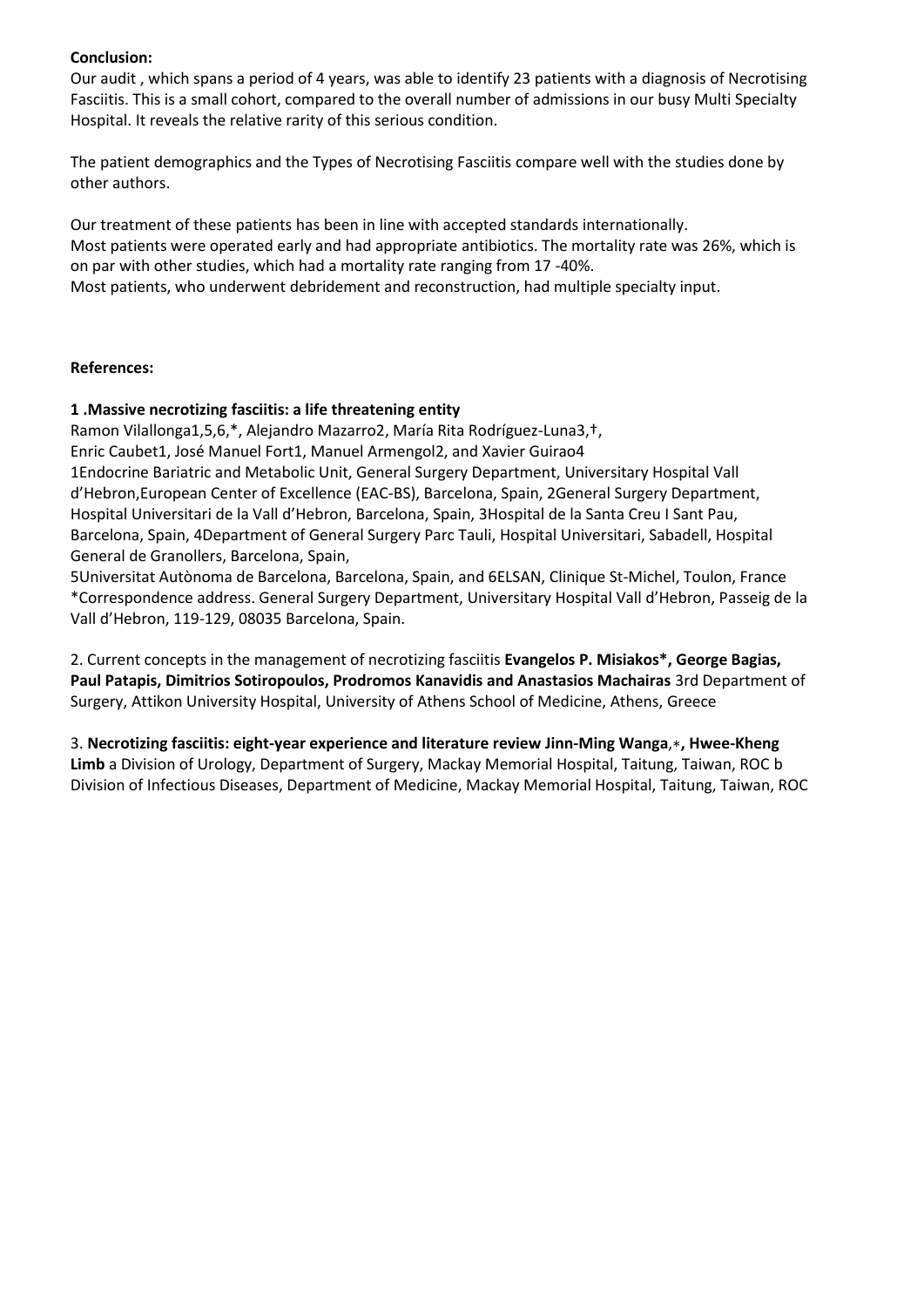**Conclusion:**

Our audit , which spans a period of 4 years, was able to identify 23 patients with a diagnosis of Necrotising Fasciitis. This is a small cohort, compared to the overall number of admissions in our busy Multi Specialty Hospital. It reveals the relative rarity of this serious condition.

The patient demographics and the Types of Necrotising Fasciitis compare well with the studies done by other authors.

Our treatment of these patients has been in line with accepted standards internationally.
Most patients were operated early and had appropriate antibiotics. The mortality rate was 26%, which is on par with other studies, which had a mortality rate ranging from 17 -40%.
Most patients, who underwent debridement and reconstruction, had multiple specialty input.

**References:**

**1 .Massive necrotizing fasciitis: a life threatening entity**
Ramon Vilallonga1,5,6,*, Alejandro Mazarro2, María Rita Rodríguez-Luna3,†,
Enric Caubet1, José Manuel Fort1, Manuel Armengol2, and Xavier Guirao4
1Endocrine Bariatric and Metabolic Unit, General Surgery Department, Universitary Hospital Vall d'Hebron,European Center of Excellence (EAC-BS), Barcelona, Spain, 2General Surgery Department, Hospital Universitari de la Vall d'Hebron, Barcelona, Spain, 3Hospital de la Santa Creu I Sant Pau, Barcelona, Spain, 4Department of General Surgery Parc Tauli, Hospital Universitari, Sabadell, Hospital General de Granollers, Barcelona, Spain,
5Universitat Autònoma de Barcelona, Barcelona, Spain, and 6ELSAN, Clinique St-Michel, Toulon, France
*Correspondence address. General Surgery Department, Universitary Hospital Vall d'Hebron, Passeig de la Vall d'Hebron, 119-129, 08035 Barcelona, Spain.

2. Current concepts in the management of necrotizing fasciitis **Evangelos P. Misiakos*, George Bagias, Paul Patapis, Dimitrios Sotiropoulos, Prodromos Kanavidis and Anastasios Machairas** 3rd Department of Surgery, Attikon University Hospital, University of Athens School of Medicine, Athens, Greece

3. **Necrotizing fasciitis: eight-year experience and literature review Jinn-Ming Wanga**,*****, Hwee-Kheng Limb** a Division of Urology, Department of Surgery, Mackay Memorial Hospital, Taitung, Taiwan, ROC b Division of Infectious Diseases, Department of Medicine, Mackay Memorial Hospital, Taitung, Taiwan, ROC